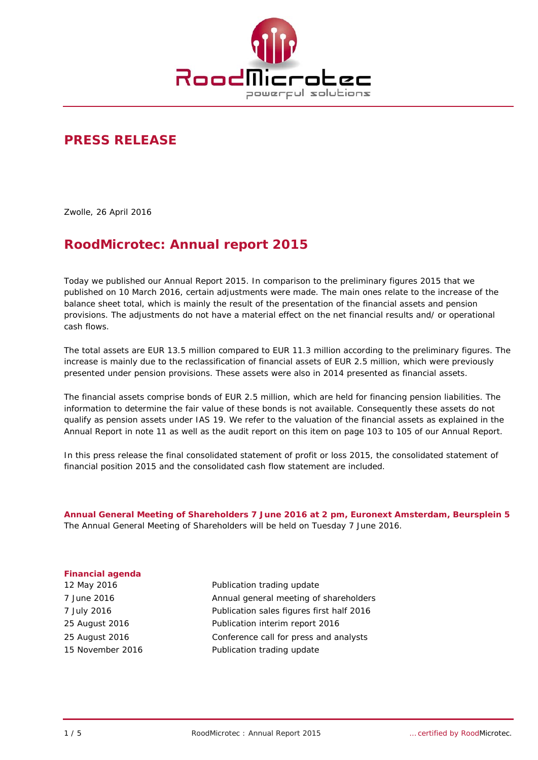# PRESS RELEASE

Zwolle, 26 April 2016

## RoodMicrotec: Annual report 2015

Today we published our Annual Report 2015. In comparison to the preliminary figures 2015 that we published on 10 March 2016, certain adjustments were made. The main ones relate to the increase of the balance sheet total, which is mainly the result of the presentation of the financial assets and pension provisions. The adjustments do not have a material effect on the net financial results and/ or operational cash flows.

The total assets are EUR 13.5 million compared to EUR 11.3 million according to the preliminary figures. The increase is mainly due to the reclassification of financial assets of EUR 2.5 million, which were previously presented under pension provisions. These assets were also in 2014 presented as financial assets.

The financial assets comprise bonds of EUR 2.5 million, which are held for financing pension liabilities. The information to determine the fair value of these bonds is not available. Consequently these assets do not qualify as pension assets under IAS 19. We refer to the valuation of the financial assets as explained in the Annual Report in note 11 as well as the audit report on this item on page 103 to 105 of our Annual Report.

In this press release the final consolidated statement of profit or loss 2015, the consolidated statement of financial position 2015 and the consolidated cash flow statement are included.

**Annual General Meeting of Shareholders 7 June 2016 at 2 pm, Euronext Amsterdam, Beursplein 5**
The Annual General Meeting of Shareholders will be held on Tuesday 7 June 2016.

**Financial agenda**

| | |
|---|---|
| 12 May 2016 | Publication trading update |
| 7 June 2016 | Annual general meeting of shareholders |
| 7 July 2016 | Publication sales figures first half 2016 |
| 25 August 2016 | Publication interim report 2016 |
| 25 August 2016 | Conference call for press and analysts |
| 15 November 2016 | Publication trading update |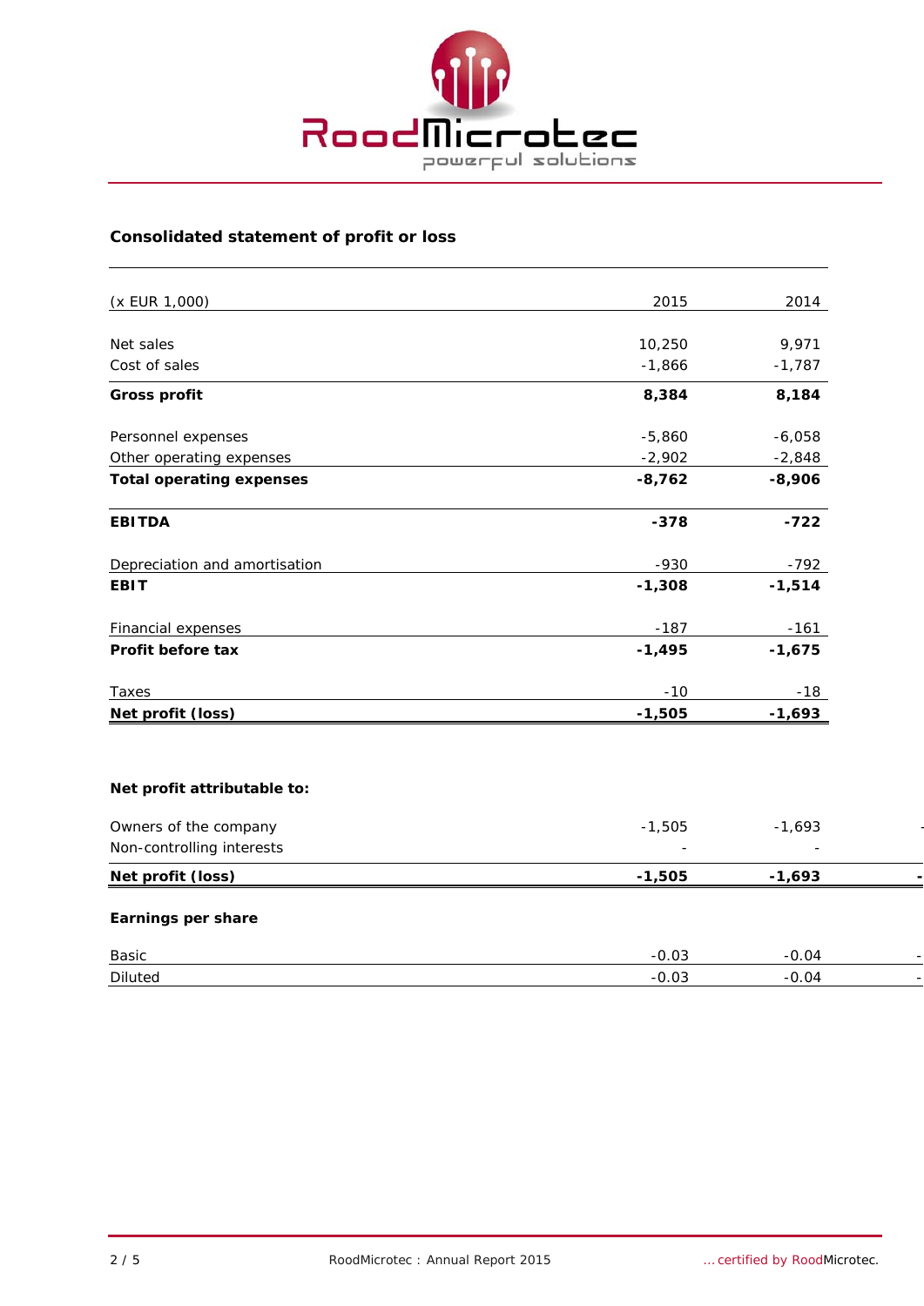## Consolidated statement of profit or loss

| (x EUR 1,000) | 2015 | 2014 |
|---|---|---|
| Net sales | 10,250 | 9,971 |
| Cost of sales | -1,866 | -1,787 |
| **Gross profit** | **8,384** | **8,184** |
| Personnel expenses | -5,860 | -6,058 |
| Other operating expenses | -2,902 | -2,848 |
| **Total operating expenses** | **-8,762** | **-8,906** |
| **EBITDA** | **-378** | **-722** |
| Depreciation and amortisation | -930 | -792 |
| **EBIT** | **-1,308** | **-1,514** |
| Financial expenses | -187 | -161 |
| **Profit before tax** | **-1,495** | **-1,675** |
| Taxes | -10 | -18 |
| **Net profit (loss)** | **-1,505** | **-1,693** |

**Net profit attributable to:**

| | 2015 | 2014 |
|---|---|---|
| Owners of the company | -1,505 | -1,693 |
| Non-controlling interests | - | - |
| **Net profit (loss)** | **-1,505** | **-1,693** |

**Earnings per share**

| | 2015 | 2014 |
|---|---|---|
| Basic | -0.03 | -0.04 |
| Diluted | -0.03 | -0.04 |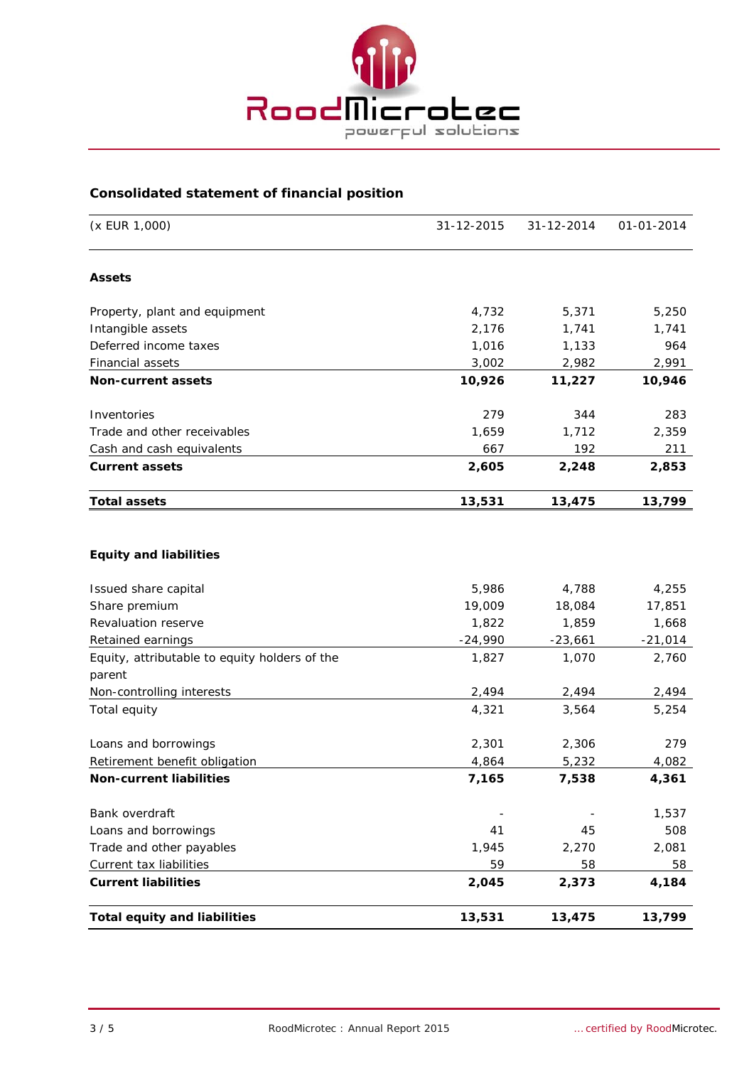## Consolidated statement of financial position

| (x EUR 1,000) | 31-12-2015 | 31-12-2014 | 01-01-2014 |
|---|---|---|---|
| **Assets** | | | |
| Property, plant and equipment | 4,732 | 5,371 | 5,250 |
| Intangible assets | 2,176 | 1,741 | 1,741 |
| Deferred income taxes | 1,016 | 1,133 | 964 |
| Financial assets | 3,002 | 2,982 | 2,991 |
| **Non-current assets** | **10,926** | **11,227** | **10,946** |
| Inventories | 279 | 344 | 283 |
| Trade and other receivables | 1,659 | 1,712 | 2,359 |
| Cash and cash equivalents | 667 | 192 | 211 |
| **Current assets** | **2,605** | **2,248** | **2,853** |
| **Total assets** | **13,531** | **13,475** | **13,799** |
| **Equity and liabilities** | | | |
| Issued share capital | 5,986 | 4,788 | 4,255 |
| Share premium | 19,009 | 18,084 | 17,851 |
| Revaluation reserve | 1,822 | 1,859 | 1,668 |
| Retained earnings | -24,990 | -23,661 | -21,014 |
| Equity, attributable to equity holders of the parent | 1,827 | 1,070 | 2,760 |
| Non-controlling interests | 2,494 | 2,494 | 2,494 |
| Total equity | 4,321 | 3,564 | 5,254 |
| Loans and borrowings | 2,301 | 2,306 | 279 |
| Retirement benefit obligation | 4,864 | 5,232 | 4,082 |
| **Non-current liabilities** | **7,165** | **7,538** | **4,361** |
| Bank overdraft | - | - | 1,537 |
| Loans and borrowings | 41 | 45 | 508 |
| Trade and other payables | 1,945 | 2,270 | 2,081 |
| Current tax liabilities | 59 | 58 | 58 |
| **Current liabilities** | **2,045** | **2,373** | **4,184** |
| **Total equity and liabilities** | **13,531** | **13,475** | **13,799** |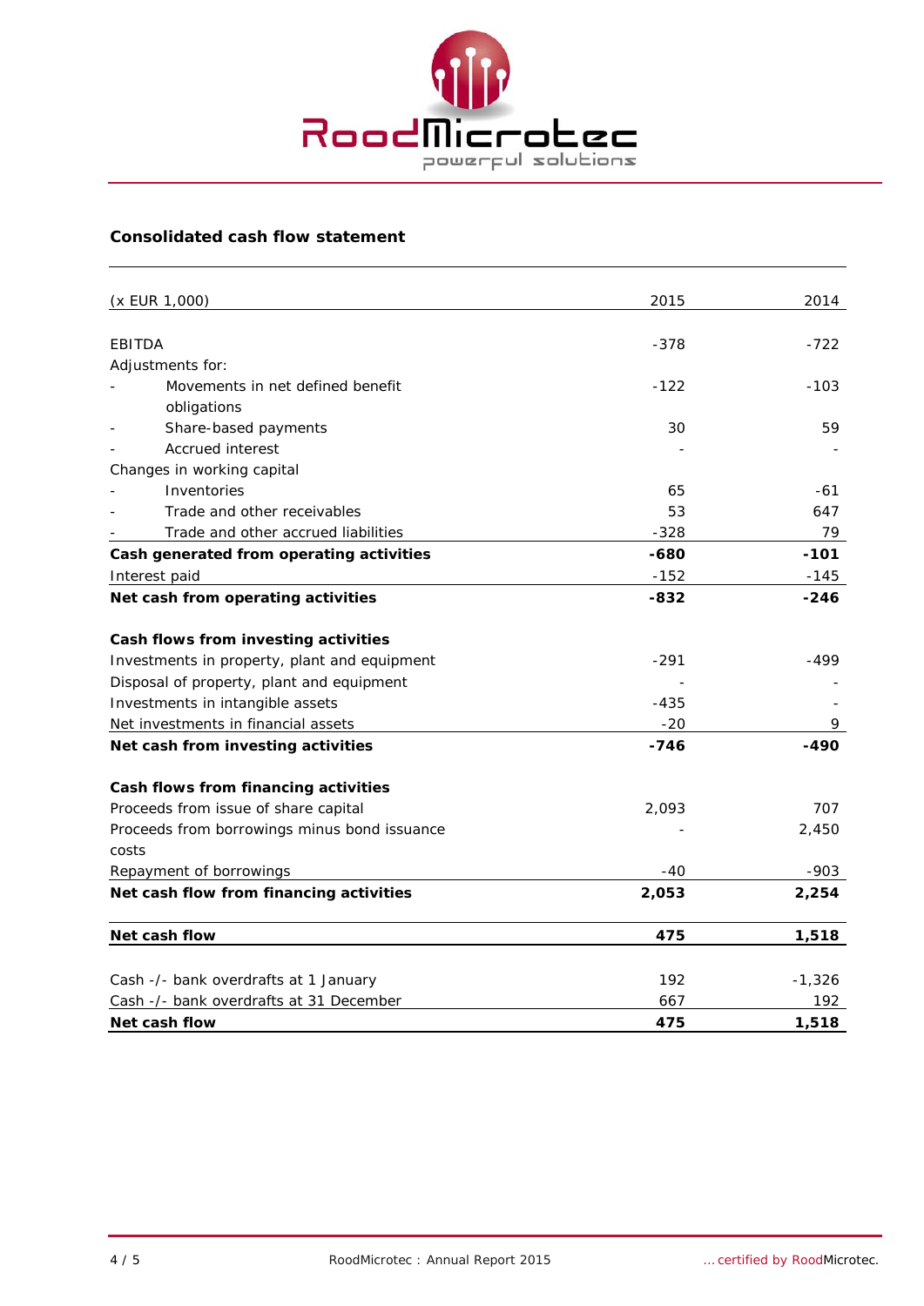## Consolidated cash flow statement

| (x EUR 1,000) | 2015 | 2014 |
|---|---|---|
| EBITDA | -378 | -722 |
| Adjustments for: | | |
| - Movements in net defined benefit obligations | -122 | -103 |
| - Share-based payments | 30 | 59 |
| - Accrued interest | - | - |
| Changes in working capital | | |
| - Inventories | 65 | -61 |
| - Trade and other receivables | 53 | 647 |
| - Trade and other accrued liabilities | -328 | 79 |
| **Cash generated from operating activities** | **-680** | **-101** |
| Interest paid | -152 | -145 |
| **Net cash from operating activities** | **-832** | **-246** |
| | | |
| **Cash flows from investing activities** | | |
| Investments in property, plant and equipment | -291 | -499 |
| Disposal of property, plant and equipment | - | - |
| Investments in intangible assets | -435 | - |
| Net investments in financial assets | -20 | 9 |
| **Net cash from investing activities** | **-746** | **-490** |
| | | |
| **Cash flows from financing activities** | | |
| Proceeds from issue of share capital | 2,093 | 707 |
| Proceeds from borrowings minus bond issuance costs | - | 2,450 |
| Repayment of borrowings | -40 | -903 |
| **Net cash flow from financing activities** | **2,053** | **2,254** |
| | | |
| **Net cash flow** | **475** | **1,518** |
| | | |
| Cash -/- bank overdrafts at 1 January | 192 | -1,326 |
| Cash -/- bank overdrafts at 31 December | 667 | 192 |
| **Net cash flow** | **475** | **1,518** |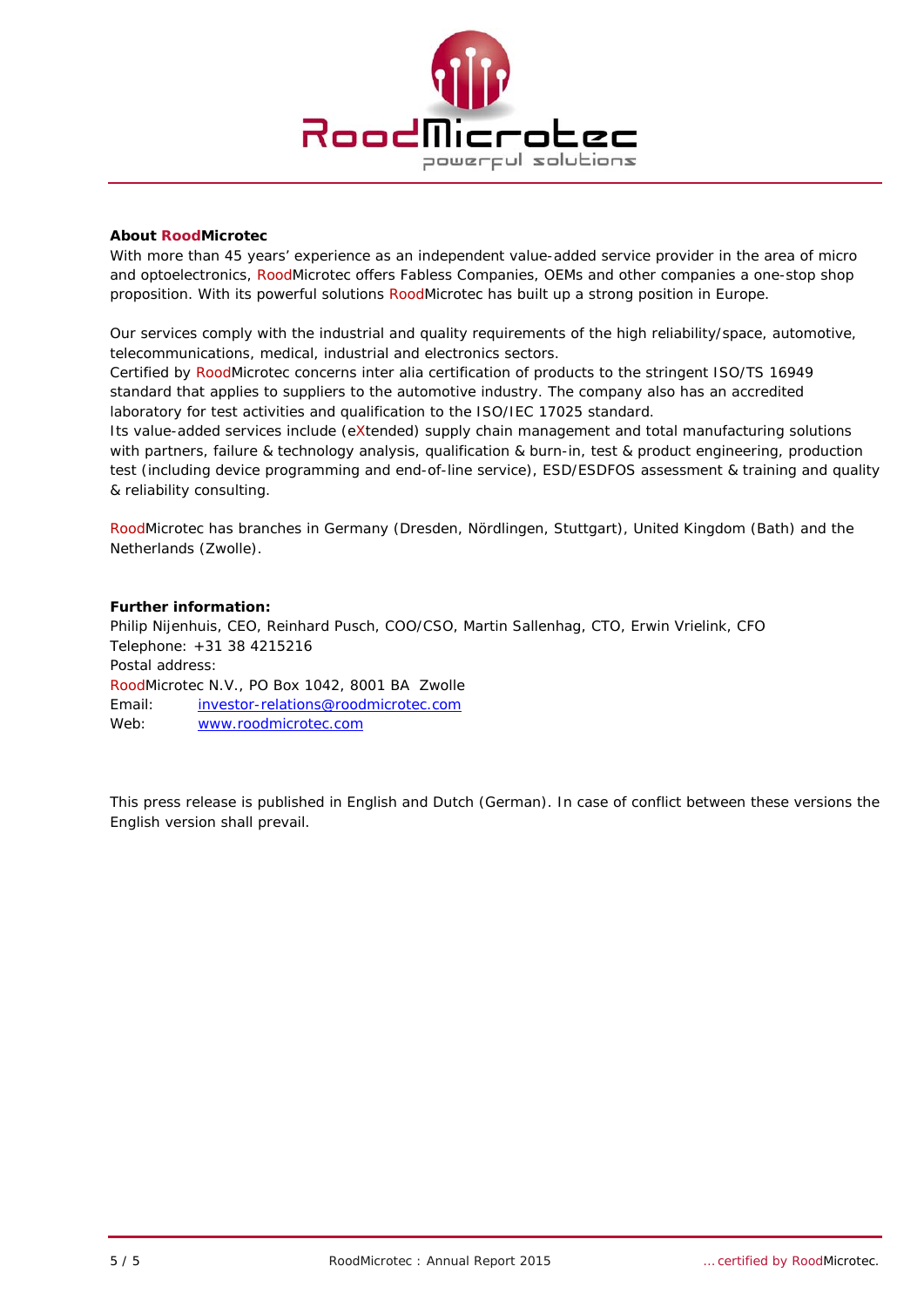**About RoodMicrotec**

With more than 45 years' experience as an independent value-added service provider in the area of micro and optoelectronics, RoodMicrotec offers Fabless Companies, OEMs and other companies a one-stop shop proposition. With its powerful solutions RoodMicrotec has built up a strong position in Europe.

Our services comply with the industrial and quality requirements of the high reliability/space, automotive, telecommunications, medical, industrial and electronics sectors.
Certified by RoodMicrotec concerns inter alia certification of products to the stringent ISO/TS 16949 standard that applies to suppliers to the automotive industry. The company also has an accredited laboratory for test activities and qualification to the ISO/IEC 17025 standard.
Its value-added services include (eXtended) supply chain management and total manufacturing solutions with partners, failure & technology analysis, qualification & burn-in, test & product engineering, production test (including device programming and end-of-line service), ESD/ESDFOS assessment & training and quality & reliability consulting.

RoodMicrotec has branches in Germany (Dresden, Nördlingen, Stuttgart), United Kingdom (Bath) and the Netherlands (Zwolle).

**Further information:**
Philip Nijenhuis, CEO, Reinhard Pusch, COO/CSO, Martin Sallenhag, CTO, Erwin Vrielink, CFO
Telephone: +31 38 4215216
Postal address:
RoodMicrotec N.V., PO Box 1042, 8001 BA Zwolle
Email: investor-relations@roodmicrotec.com
Web: www.roodmicrotec.com

This press release is published in English and Dutch (German). In case of conflict between these versions the English version shall prevail.